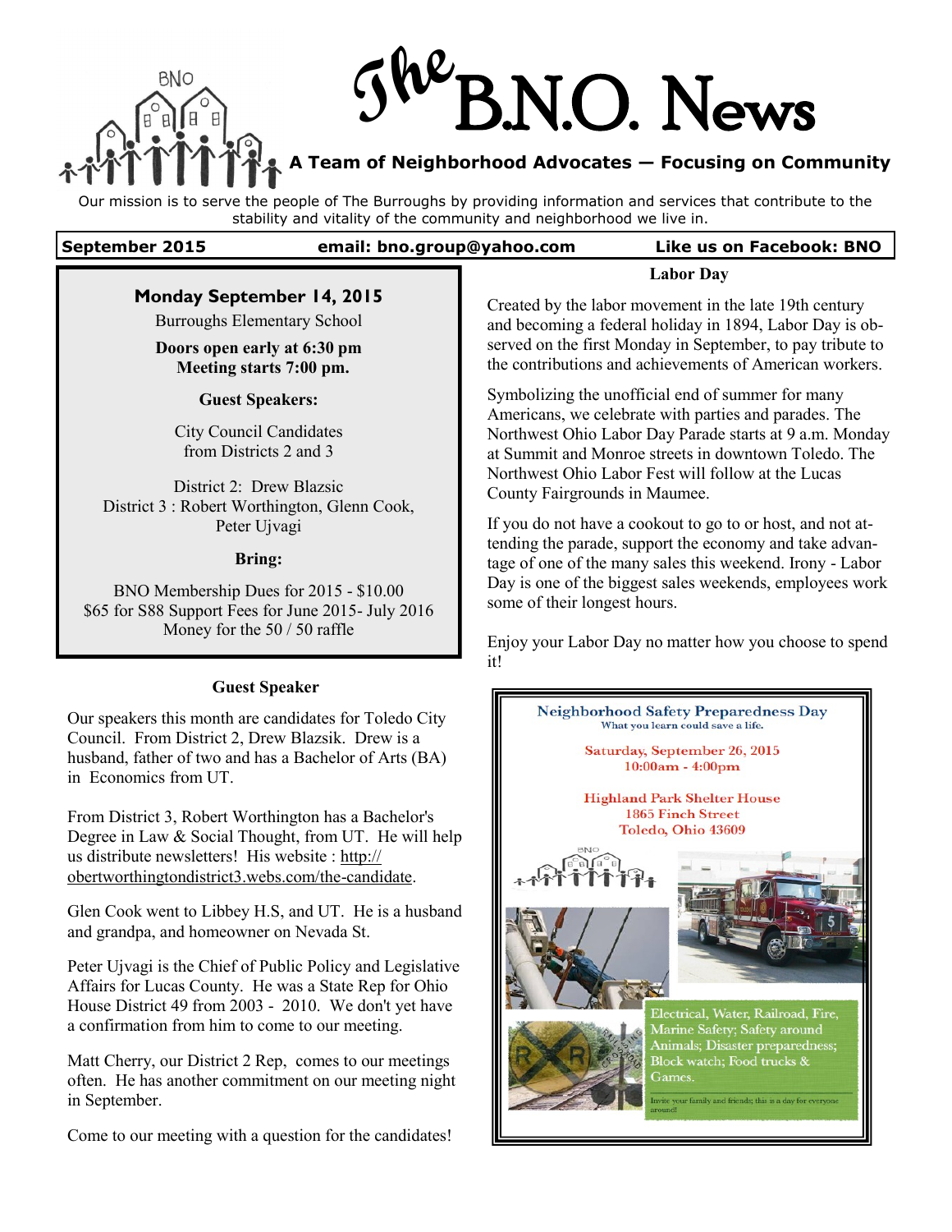# The B.N.O. News

**A Team of Neighborhood Advocates — Focusing on Community**

Our mission is to serve the people of The Burroughs by providing information and services that contribute to the stability and vitality of the community and neighborhood we live in.

**September 2015** | **email: bno.group@yahoo.com** | **Like us on Facebook: BNO**

---

**Monday September 14, 2015**

Burroughs Elementary School

**Doors open early at 6:30 pm**
**Meeting starts 7:00 pm.**

**Guest Speakers:**

City Council Candidates from Districts 2 and 3

District 2: Drew Blazsic
District 3 : Robert Worthington, Glenn Cook, Peter Ujvagi

**Bring:**

BNO Membership Dues for 2015 - $10.00
$65 for S88 Support Fees for June 2015- July 2016
Money for the 50 / 50 raffle

---

### Guest Speaker

Our speakers this month are candidates for Toledo City Council. From District 2, Drew Blazsik. Drew is a husband, father of two and has a Bachelor of Arts (BA) in Economics from UT.

From District 3, Robert Worthington has a Bachelor's Degree in Law & Social Thought, from UT. He will help us distribute newsletters! His website : http://obertworthingtondistrict3.webs.com/the-candidate.

Glen Cook went to Libbey H.S, and UT. He is a husband and grandpa, and homeowner on Nevada St.

Peter Ujvagi is the Chief of Public Policy and Legislative Affairs for Lucas County. He was a State Rep for Ohio House District 49 from 2003 - 2010. We don't yet have a confirmation from him to come to our meeting.

Matt Cherry, our District 2 Rep, comes to our meetings often. He has another commitment on our meeting night in September.

Come to our meeting with a question for the candidates!

### Labor Day

Created by the labor movement in the late 19th century and becoming a federal holiday in 1894, Labor Day is observed on the first Monday in September, to pay tribute to the contributions and achievements of American workers.

Symbolizing the unofficial end of summer for many Americans, we celebrate with parties and parades. The Northwest Ohio Labor Day Parade starts at 9 a.m. Monday at Summit and Monroe streets in downtown Toledo. The Northwest Ohio Labor Fest will follow at the Lucas County Fairgrounds in Maumee.

If you do not have a cookout to go to or host, and not attending the parade, support the economy and take advantage of one of the many sales this weekend. Irony - Labor Day is one of the biggest sales weekends, employees work some of their longest hours.

Enjoy your Labor Day no matter how you choose to spend it!

---

**Neighborhood Safety Preparedness Day**
What you learn could save a life.

Saturday, September 26, 2015
10:00am - 4:00pm

Highland Park Shelter House
1865 Finch Street
Toledo, Ohio 43609

Electrical, Water, Railroad, Fire, Marine Safety; Safety around Animals; Disaster preparedness; Block watch; Food trucks & Games.

Invite your family and friends; this is a day for everyone around!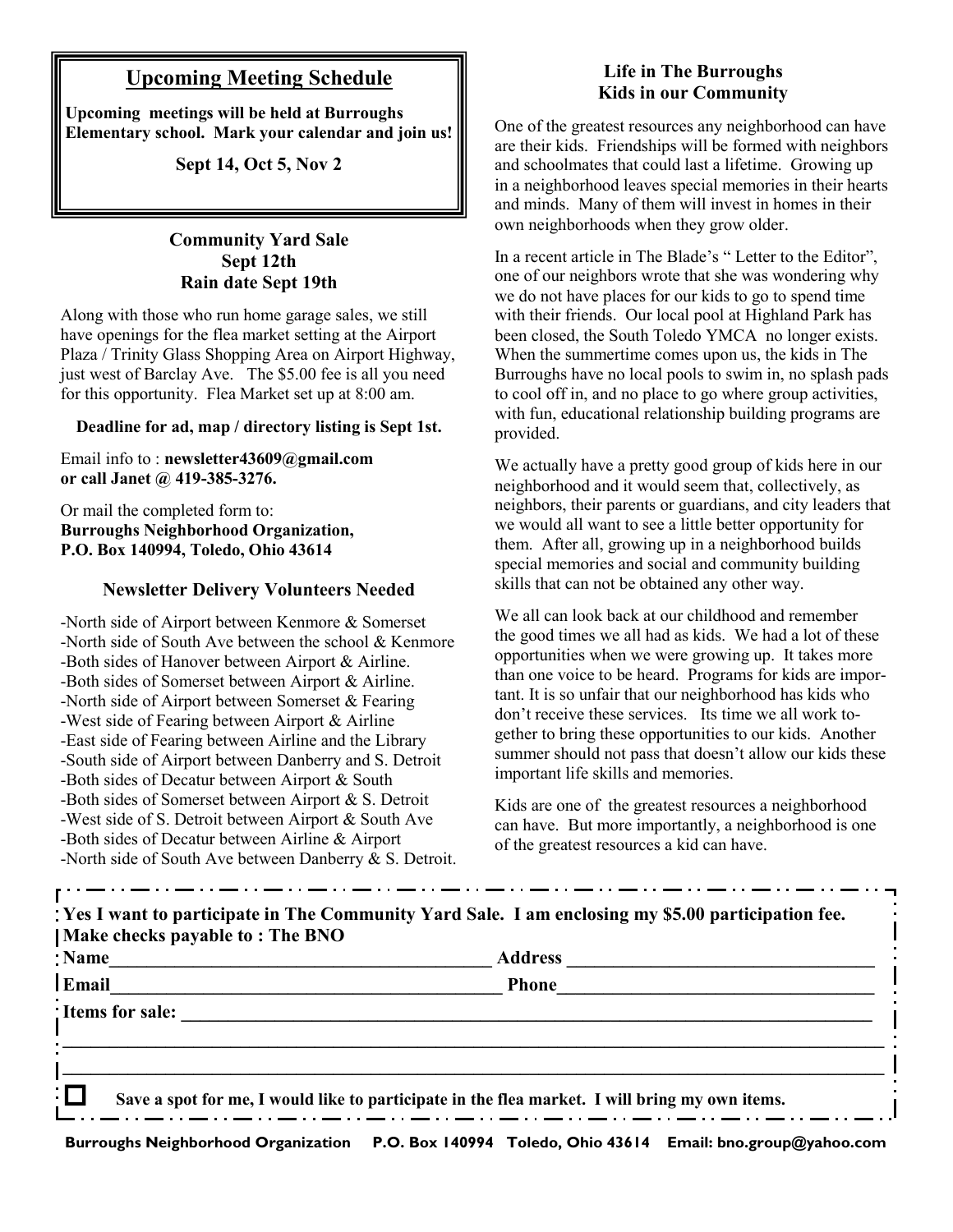## Upcoming Meeting Schedule

**Upcoming meetings will be held at Burroughs Elementary school. Mark your calendar and join us!**

**Sept 14, Oct 5, Nov 2**

### Community Yard Sale
### Sept 12th
### Rain date Sept 19th

Along with those who run home garage sales, we still have openings for the flea market setting at the Airport Plaza / Trinity Glass Shopping Area on Airport Highway, just west of Barclay Ave. The $5.00 fee is all you need for this opportunity. Flea Market set up at 8:00 am.

**Deadline for ad, map / directory listing is Sept 1st.**

Email info to : **newsletter43609@gmail.com or call Janet @ 419-385-3276.**

Or mail the completed form to:
**Burroughs Neighborhood Organization,**
**P.O. Box 140994, Toledo, Ohio 43614**

### Newsletter Delivery Volunteers Needed

-North side of Airport between Kenmore & Somerset
-North side of South Ave between the school & Kenmore
-Both sides of Hanover between Airport & Airline.
-Both sides of Somerset between Airport & Airline.
-North side of Airport between Somerset & Fearing
-West side of Fearing between Airport & Airline
-East side of Fearing between Airline and the Library
-South side of Airport between Danberry and S. Detroit
-Both sides of Decatur between Airport & South
-Both sides of Somerset between Airport & S. Detroit
-West side of S. Detroit between Airport & South Ave
-Both sides of Decatur between Airline & Airport
-North side of South Ave between Danberry & S. Detroit.

### Life in The Burroughs
### Kids in our Community

One of the greatest resources any neighborhood can have are their kids. Friendships will be formed with neighbors and schoolmates that could last a lifetime. Growing up in a neighborhood leaves special memories in their hearts and minds. Many of them will invest in homes in their own neighborhoods when they grow older.

In a recent article in The Blade's " Letter to the Editor", one of our neighbors wrote that she was wondering why we do not have places for our kids to go to spend time with their friends. Our local pool at Highland Park has been closed, the South Toledo YMCA no longer exists. When the summertime comes upon us, the kids in The Burroughs have no local pools to swim in, no splash pads to cool off in, and no place to go where group activities, with fun, educational relationship building programs are provided.

We actually have a pretty good group of kids here in our neighborhood and it would seem that, collectively, as neighbors, their parents or guardians, and city leaders that we would all want to see a little better opportunity for them. After all, growing up in a neighborhood builds special memories and social and community building skills that can not be obtained any other way.

We all can look back at our childhood and remember the good times we all had as kids. We had a lot of these opportunities when we were growing up. It takes more than one voice to be heard. Programs for kids are important. It is so unfair that our neighborhood has kids who don't receive these services. Its time we all work together to bring these opportunities to our kids. Another summer should not pass that doesn't allow our kids these important life skills and memories.

Kids are one of the greatest resources a neighborhood can have. But more importantly, a neighborhood is one of the greatest resources a kid can have.

---

**Yes I want to participate in The Community Yard Sale. I am enclosing my $5.00 participation fee.**
**Make checks payable to : The BNO**

**Name**\_\_\_\_\_\_\_\_\_\_\_\_\_\_\_\_\_\_\_\_ **Address** \_\_\_\_\_\_\_\_\_\_\_\_\_\_\_\_\_\_\_\_

**Email**\_\_\_\_\_\_\_\_\_\_\_\_\_\_\_\_\_\_\_\_ **Phone**\_\_\_\_\_\_\_\_\_\_\_\_\_\_\_\_\_\_\_\_

**Items for sale:** \_\_\_\_\_\_\_\_\_\_\_\_\_\_\_\_\_\_\_\_

☐ **Save a spot for me, I would like to participate in the flea market. I will bring my own items.**

---

**Burroughs Neighborhood Organization P.O. Box 140994 Toledo, Ohio 43614 Email: bno.group@yahoo.com**